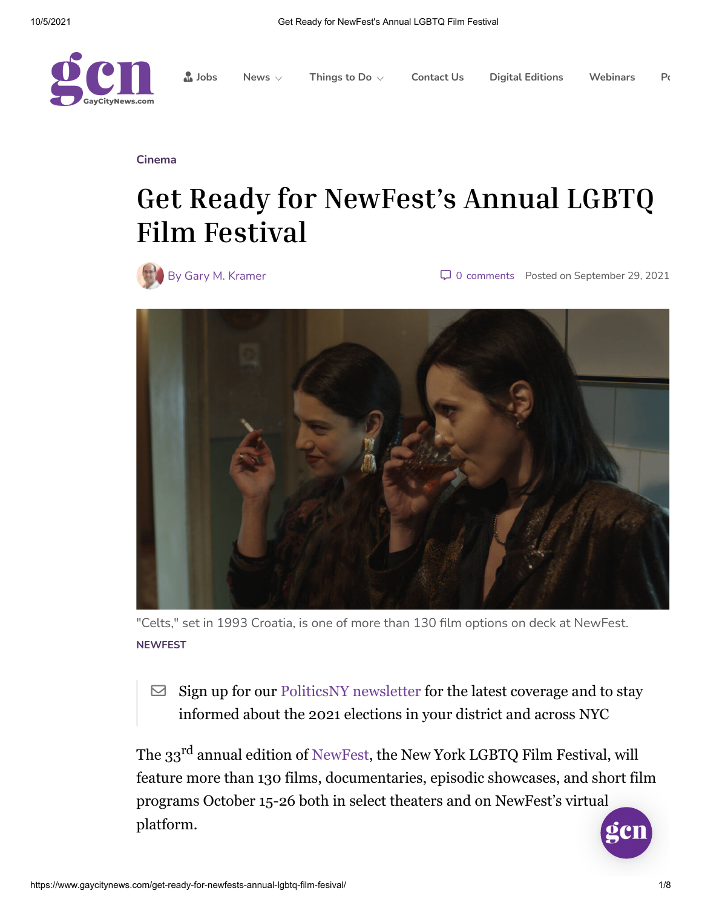Cinema

# Get Ready for NewFest's Annual LGBTQ Film Festival

By Gary M. Kramer

0 comments Posted on September 29, 2021

"Celts," set in 1993 Croatia, is one of more than 130 film options on deck at NewFest.
NEWFEST

Sign up for our PoliticsNY newsletter for the latest coverage and to stay informed about the 2021 elections in your district and across NYC

The 33rd annual edition of NewFest, the New York LGBTQ Film Festival, will feature more than 130 films, documentaries, episodic showcases, and short film programs October 15-26 both in select theaters and on NewFest's virtual platform.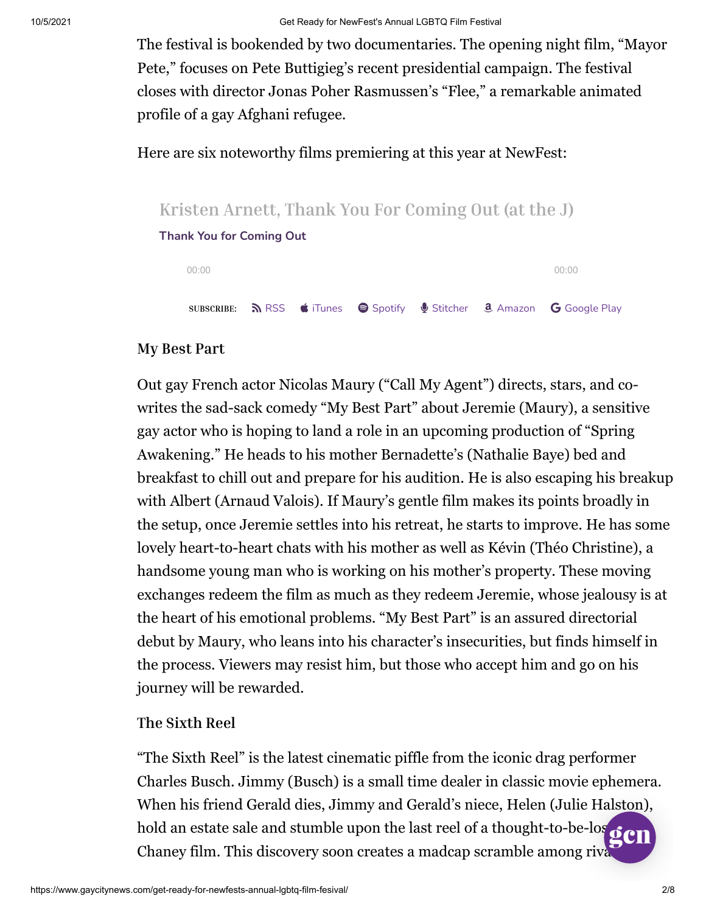The festival is bookended by two documentaries. The opening night film, "Mayor Pete," focuses on Pete Buttigieg's recent presidential campaign. The festival closes with director Jonas Poher Rasmussen's "Flee," a remarkable animated profile of a gay Afghani refugee.

Here are six noteworthy films premiering at this year at NewFest:

Kristen Arnett, Thank You For Coming Out (at the J)

Thank You for Coming Out

00:00 00:00

SUBSCRIBE: RSS iTunes Spotify Stitcher Amazon Google Play

### My Best Part

Out gay French actor Nicolas Maury ("Call My Agent") directs, stars, and co-writes the sad-sack comedy "My Best Part" about Jeremie (Maury), a sensitive gay actor who is hoping to land a role in an upcoming production of "Spring Awakening." He heads to his mother Bernadette's (Nathalie Baye) bed and breakfast to chill out and prepare for his audition. He is also escaping his breakup with Albert (Arnaud Valois). If Maury's gentle film makes its points broadly in the setup, once Jeremie settles into his retreat, he starts to improve. He has some lovely heart-to-heart chats with his mother as well as Kévin (Théo Christine), a handsome young man who is working on his mother's property. These moving exchanges redeem the film as much as they redeem Jeremie, whose jealousy is at the heart of his emotional problems. "My Best Part" is an assured directorial debut by Maury, who leans into his character's insecurities, but finds himself in the process. Viewers may resist him, but those who accept him and go on his journey will be rewarded.

### The Sixth Reel

"The Sixth Reel" is the latest cinematic piffle from the iconic drag performer Charles Busch. Jimmy (Busch) is a small time dealer in classic movie ephemera. When his friend Gerald dies, Jimmy and Gerald's niece, Helen (Julie Halston), hold an estate sale and stumble upon the last reel of a thought-to-be-lost Chaney film. This discovery soon creates a madcap scramble among rival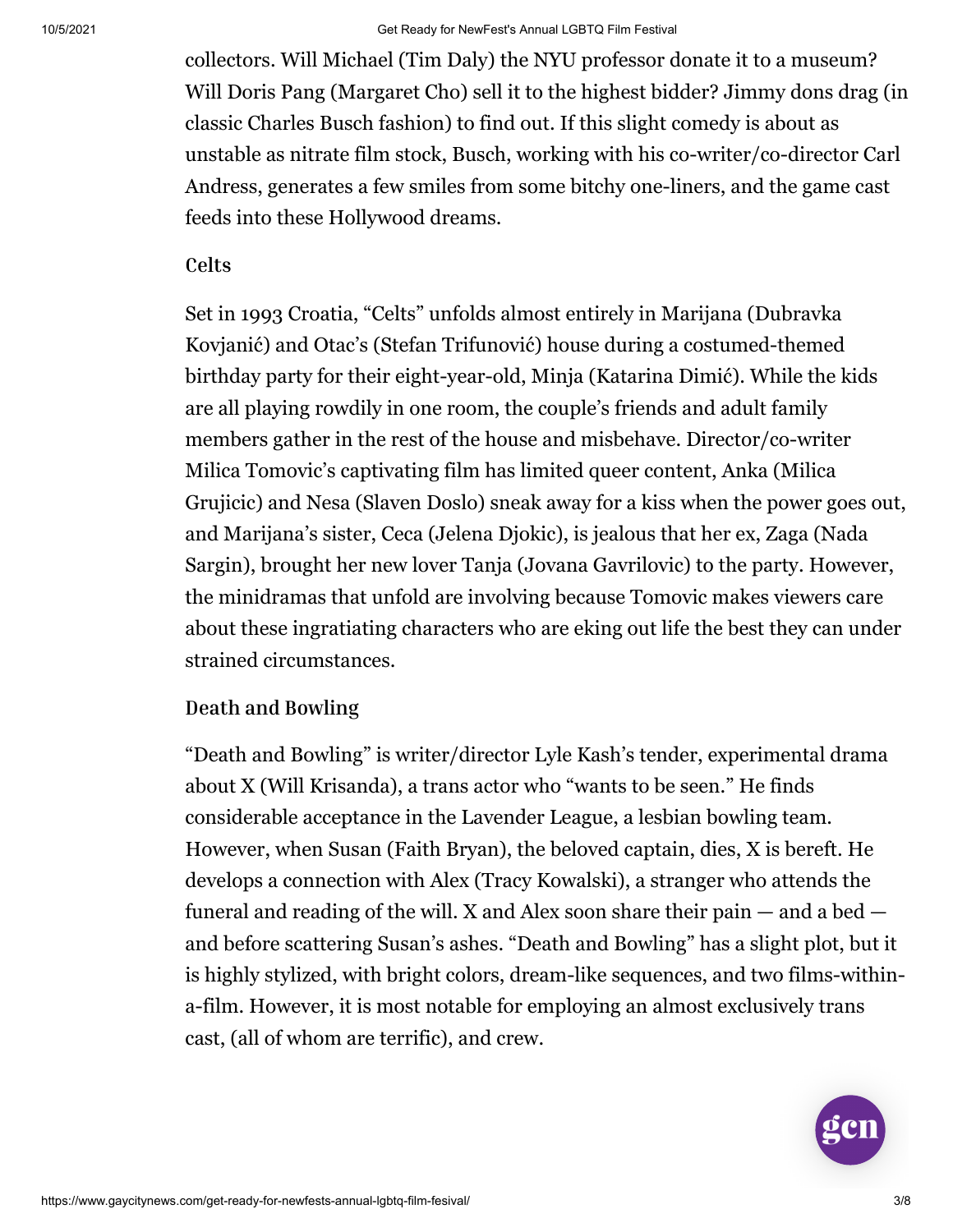collectors. Will Michael (Tim Daly) the NYU professor donate it to a museum? Will Doris Pang (Margaret Cho) sell it to the highest bidder? Jimmy dons drag (in classic Charles Busch fashion) to find out. If this slight comedy is about as unstable as nitrate film stock, Busch, working with his co-writer/co-director Carl Andress, generates a few smiles from some bitchy one-liners, and the game cast feeds into these Hollywood dreams.

### Celts

Set in 1993 Croatia, "Celts" unfolds almost entirely in Marijana (Dubravka Kovjanić) and Otac's (Stefan Trifunović) house during a costumed-themed birthday party for their eight-year-old, Minja (Katarina Dimić). While the kids are all playing rowdily in one room, the couple's friends and adult family members gather in the rest of the house and misbehave. Director/co-writer Milica Tomovic's captivating film has limited queer content, Anka (Milica Grujicic) and Nesa (Slaven Doslo) sneak away for a kiss when the power goes out, and Marijana's sister, Ceca (Jelena Djokic), is jealous that her ex, Zaga (Nada Sargin), brought her new lover Tanja (Jovana Gavrilovic) to the party. However, the minidramas that unfold are involving because Tomovic makes viewers care about these ingratiating characters who are eking out life the best they can under strained circumstances.

### Death and Bowling

"Death and Bowling" is writer/director Lyle Kash's tender, experimental drama about X (Will Krisanda), a trans actor who "wants to be seen." He finds considerable acceptance in the Lavender League, a lesbian bowling team. However, when Susan (Faith Bryan), the beloved captain, dies, X is bereft. He develops a connection with Alex (Tracy Kowalski), a stranger who attends the funeral and reading of the will. X and Alex soon share their pain — and a bed — and before scattering Susan's ashes. "Death and Bowling" has a slight plot, but it is highly stylized, with bright colors, dream-like sequences, and two films-within-a-film. However, it is most notable for employing an almost exclusively trans cast, (all of whom are terrific), and crew.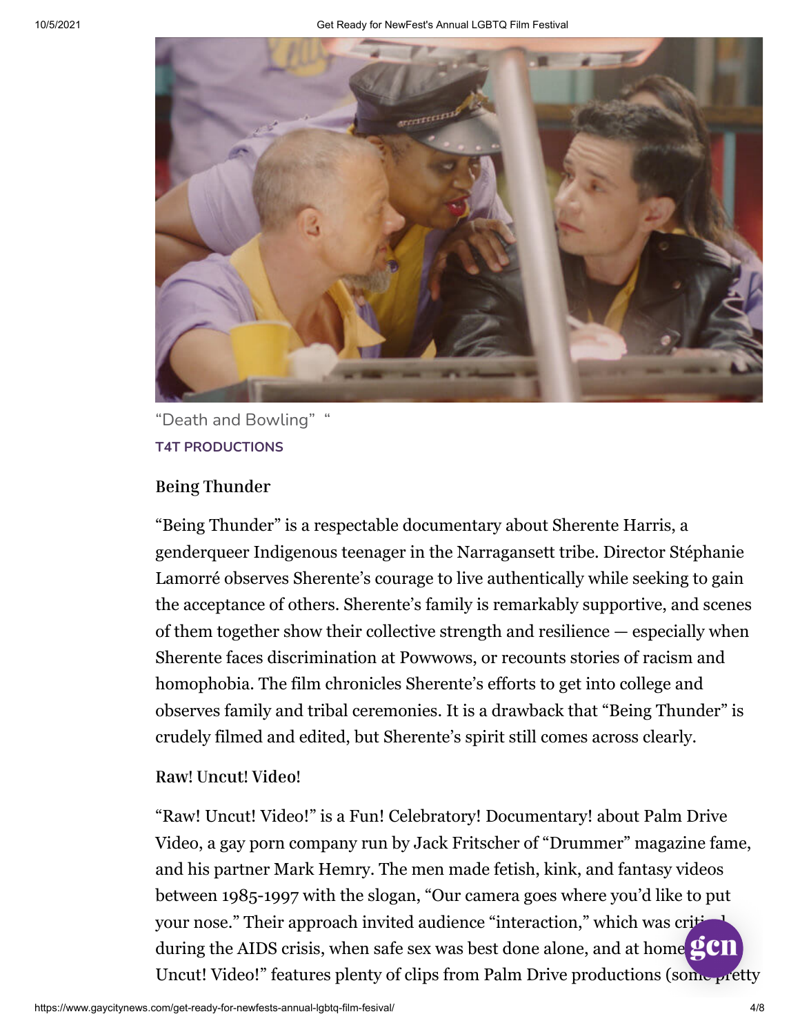"Death and Bowling" "

T4T PRODUCTIONS

### Being Thunder

"Being Thunder" is a respectable documentary about Sherente Harris, a genderqueer Indigenous teenager in the Narragansett tribe. Director Stéphanie Lamorré observes Sherente's courage to live authentically while seeking to gain the acceptance of others. Sherente's family is remarkably supportive, and scenes of them together show their collective strength and resilience — especially when Sherente faces discrimination at Powwows, or recounts stories of racism and homophobia. The film chronicles Sherente's efforts to get into college and observes family and tribal ceremonies. It is a drawback that "Being Thunder" is crudely filmed and edited, but Sherente's spirit still comes across clearly.

### Raw! Uncut! Video!

"Raw! Uncut! Video!" is a Fun! Celebratory! Documentary! about Palm Drive Video, a gay porn company run by Jack Fritscher of "Drummer" magazine fame, and his partner Mark Hemry. The men made fetish, kink, and fantasy videos between 1985-1997 with the slogan, "Our camera goes where you'd like to put your nose." Their approach invited audience "interaction," which was critical during the AIDS crisis, when safe sex was best done alone, and at home. "Raw! Uncut! Video!" features plenty of clips from Palm Drive productions (some pretty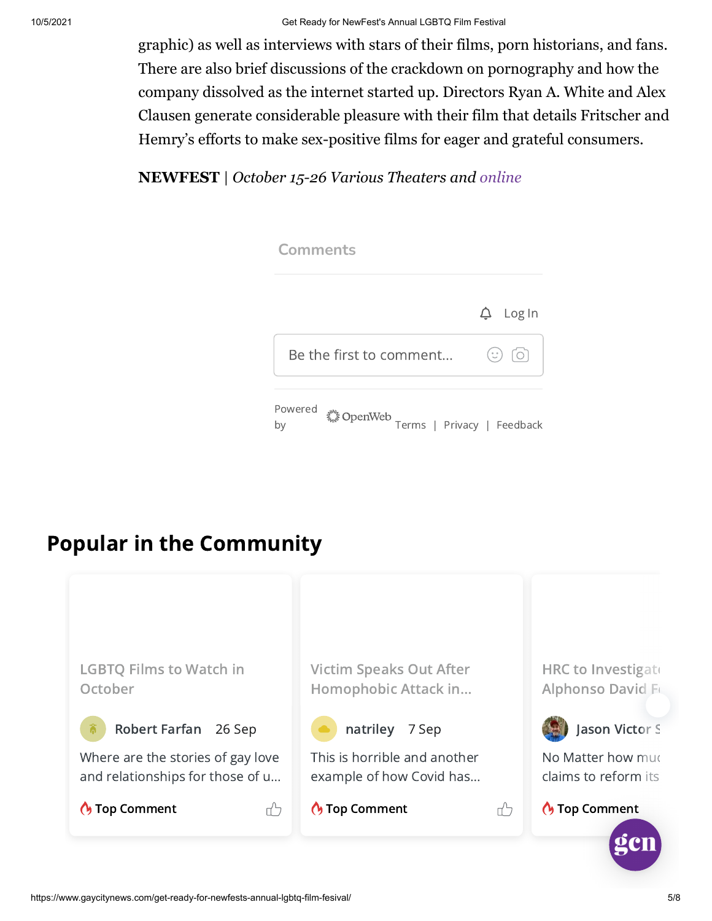graphic) as well as interviews with stars of their films, porn historians, and fans. There are also brief discussions of the crackdown on pornography and how the company dissolved as the internet started up. Directors Ryan A. White and Alex Clausen generate considerable pleasure with their film that details Fritscher and Hemry's efforts to make sex-positive films for eager and grateful consumers.

**NEWFEST** | *October 15-26 Various Theaters and online*

Comments

Log In

Be the first to comment...

Powered by OpenWeb Terms | Privacy | Feedback

## Popular in the Community

LGBTQ Films to Watch in October

Robert Farfan 26 Sep

Where are the stories of gay love and relationships for those of u...

Top Comment

Victim Speaks Out After Homophobic Attack in...

natriley 7 Sep

This is horrible and another example of how Covid has...

Top Comment

HRC to Investigate Alphonso David F...

Jason Victor S...

No Matter how muc... claims to reform its...

Top Comment